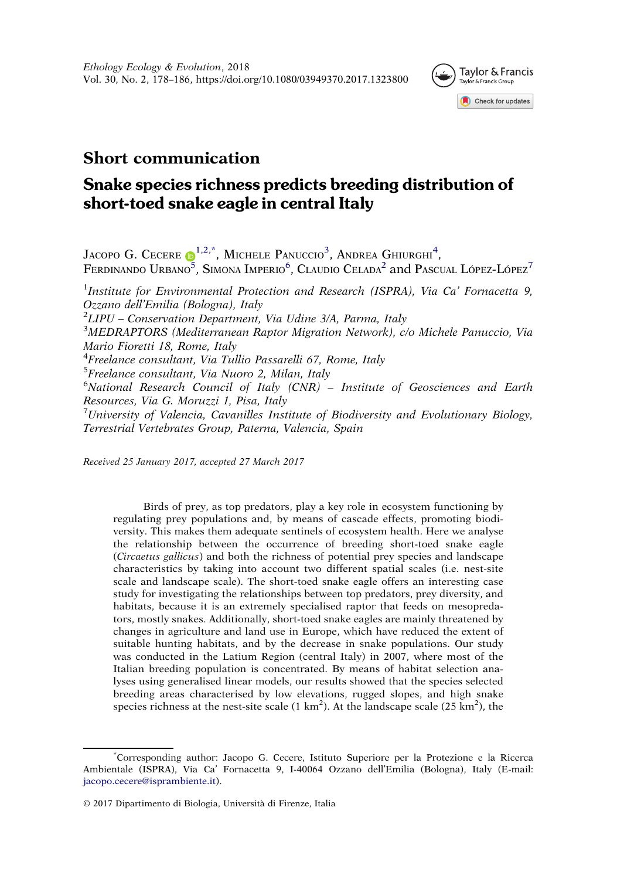## Short communication

# Snake species richness predicts breeding distribution of short-toed snake eagle in central Italy

Jacopo G. Cecere[1,2,*], Michele Panuccio[3], Andrea Ghiurghi[4], Ferdinando Urbano[5], Simona Imperio[6], Claudio Celada[2] and Pascual López-López[7]

[1] *Institute for Environmental Protection and Research (ISPRA), Via Ca' Fornacetta 9, Ozzano dell'Emilia (Bologna), Italy*
[2] *LIPU – Conservation Department, Via Udine 3/A, Parma, Italy*
[3] *MEDRAPTORS (Mediterranean Raptor Migration Network), c/o Michele Panuccio, Via Mario Fioretti 18, Rome, Italy*
[4] *Freelance consultant, Via Tullio Passarelli 67, Rome, Italy*
[5] *Freelance consultant, Via Nuoro 2, Milan, Italy*
[6] *National Research Council of Italy (CNR) – Institute of Geosciences and Earth Resources, Via G. Moruzzi 1, Pisa, Italy*
[7] *University of Valencia, Cavanilles Institute of Biodiversity and Evolutionary Biology, Terrestrial Vertebrates Group, Paterna, Valencia, Spain*

*Received 25 January 2017, accepted 27 March 2017*

Birds of prey, as top predators, play a key role in ecosystem functioning by regulating prey populations and, by means of cascade effects, promoting biodiversity. This makes them adequate sentinels of ecosystem health. Here we analyse the relationship between the occurrence of breeding short-toed snake eagle (*Circaetus gallicus*) and both the richness of potential prey species and landscape characteristics by taking into account two different spatial scales (i.e. nest-site scale and landscape scale). The short-toed snake eagle offers an interesting case study for investigating the relationships between top predators, prey diversity, and habitats, because it is an extremely specialised raptor that feeds on mesopredators, mostly snakes. Additionally, short-toed snake eagles are mainly threatened by changes in agriculture and land use in Europe, which have reduced the extent of suitable hunting habitats, and by the decrease in snake populations. Our study was conducted in the Latium Region (central Italy) in 2007, where most of the Italian breeding population is concentrated. By means of habitat selection analyses using generalised linear models, our results showed that the species selected breeding areas characterised by low elevations, rugged slopes, and high snake species richness at the nest-site scale (1 km$^2$). At the landscape scale (25 km$^2$), the

---

[*] Corresponding author: Jacopo G. Cecere, Istituto Superiore per la Protezione e la Ricerca Ambientale (ISPRA), Via Ca' Fornacetta 9, I-40064 Ozzano dell'Emilia (Bologna), Italy (E-mail: jacopo.cecere@isprambiente.it).

© 2017 Dipartimento di Biologia, Università di Firenze, Italia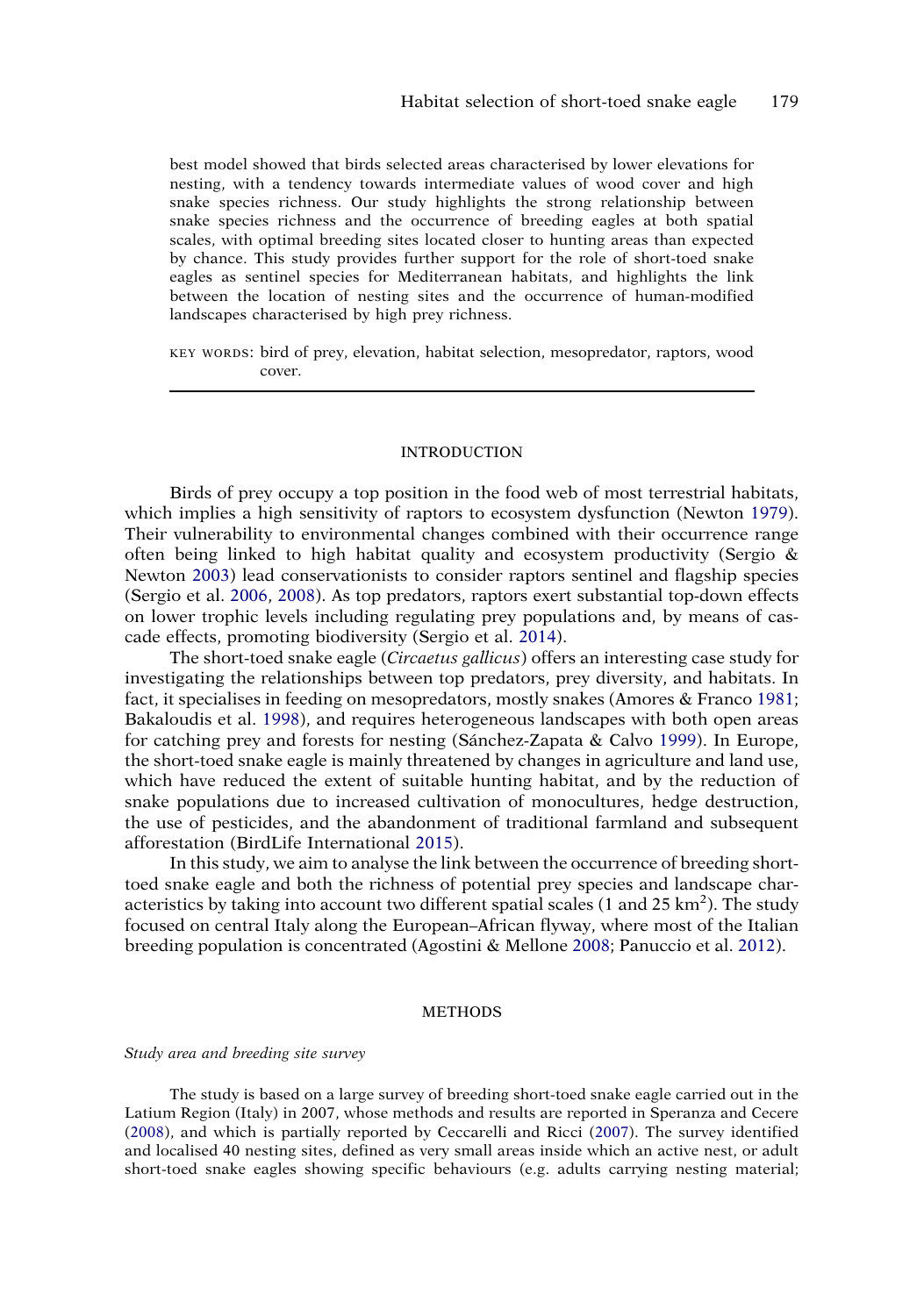best model showed that birds selected areas characterised by lower elevations for nesting, with a tendency towards intermediate values of wood cover and high snake species richness. Our study highlights the strong relationship between snake species richness and the occurrence of breeding eagles at both spatial scales, with optimal breeding sites located closer to hunting areas than expected by chance. This study provides further support for the role of short-toed snake eagles as sentinel species for Mediterranean habitats, and highlights the link between the location of nesting sites and the occurrence of human-modified landscapes characterised by high prey richness.

KEY WORDS: bird of prey, elevation, habitat selection, mesopredator, raptors, wood cover.

## INTRODUCTION

Birds of prey occupy a top position in the food web of most terrestrial habitats, which implies a high sensitivity of raptors to ecosystem dysfunction (Newton 1979). Their vulnerability to environmental changes combined with their occurrence range often being linked to high habitat quality and ecosystem productivity (Sergio & Newton 2003) lead conservationists to consider raptors sentinel and flagship species (Sergio et al. 2006, 2008). As top predators, raptors exert substantial top-down effects on lower trophic levels including regulating prey populations and, by means of cascade effects, promoting biodiversity (Sergio et al. 2014).

The short-toed snake eagle (*Circaetus gallicus*) offers an interesting case study for investigating the relationships between top predators, prey diversity, and habitats. In fact, it specialises in feeding on mesopredators, mostly snakes (Amores & Franco 1981; Bakaloudis et al. 1998), and requires heterogeneous landscapes with both open areas for catching prey and forests for nesting (Sánchez-Zapata & Calvo 1999). In Europe, the short-toed snake eagle is mainly threatened by changes in agriculture and land use, which have reduced the extent of suitable hunting habitat, and by the reduction of snake populations due to increased cultivation of monocultures, hedge destruction, the use of pesticides, and the abandonment of traditional farmland and subsequent afforestation (BirdLife International 2015).

In this study, we aim to analyse the link between the occurrence of breeding short-toed snake eagle and both the richness of potential prey species and landscape characteristics by taking into account two different spatial scales (1 and 25 km$^2$). The study focused on central Italy along the European–African flyway, where most of the Italian breeding population is concentrated (Agostini & Mellone 2008; Panuccio et al. 2012).

## METHODS

### *Study area and breeding site survey*

The study is based on a large survey of breeding short-toed snake eagle carried out in the Latium Region (Italy) in 2007, whose methods and results are reported in Speranza and Cecere (2008), and which is partially reported by Ceccarelli and Ricci (2007). The survey identified and localised 40 nesting sites, defined as very small areas inside which an active nest, or adult short-toed snake eagles showing specific behaviours (e.g. adults carrying nesting material;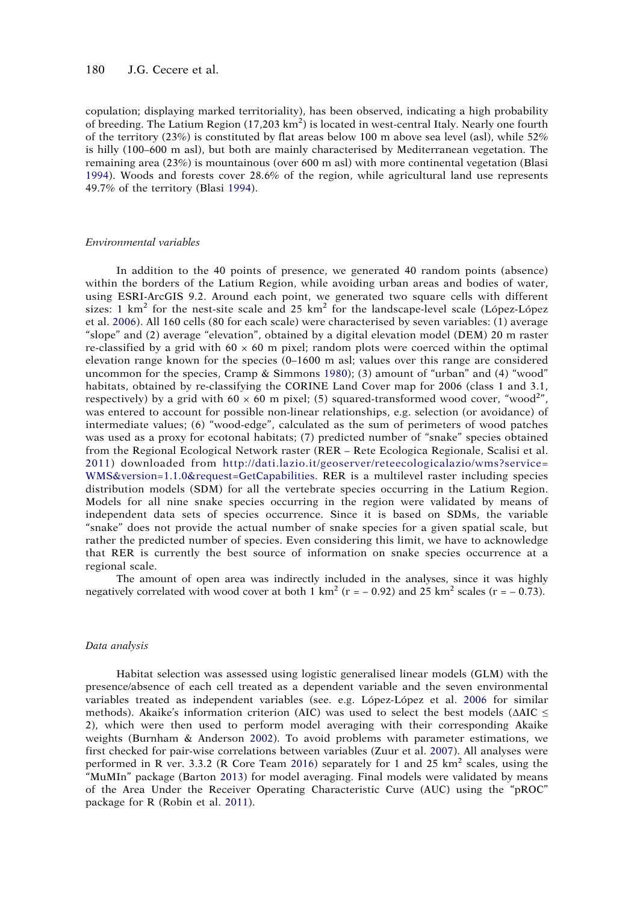copulation; displaying marked territoriality), has been observed, indicating a high probability of breeding. The Latium Region (17,203 km$^2$) is located in west-central Italy. Nearly one fourth of the territory (23%) is constituted by flat areas below 100 m above sea level (asl), while 52% is hilly (100–600 m asl), but both are mainly characterised by Mediterranean vegetation. The remaining area (23%) is mountainous (over 600 m asl) with more continental vegetation (Blasi 1994). Woods and forests cover 28.6% of the region, while agricultural land use represents 49.7% of the territory (Blasi 1994).

### *Environmental variables*

In addition to the 40 points of presence, we generated 40 random points (absence) within the borders of the Latium Region, while avoiding urban areas and bodies of water, using ESRI-ArcGIS 9.2. Around each point, we generated two square cells with different sizes: 1 km$^2$ for the nest-site scale and 25 km$^2$ for the landscape-level scale (López-López et al. 2006). All 160 cells (80 for each scale) were characterised by seven variables: (1) average "slope" and (2) average "elevation", obtained by a digital elevation model (DEM) 20 m raster re-classified by a grid with 60 × 60 m pixel; random plots were coerced within the optimal elevation range known for the species (0–1600 m asl; values over this range are considered uncommon for the species, Cramp & Simmons 1980); (3) amount of "urban" and (4) "wood" habitats, obtained by re-classifying the CORINE Land Cover map for 2006 (class 1 and 3.1, respectively) by a grid with 60 × 60 m pixel; (5) squared-transformed wood cover, "wood$^2$", was entered to account for possible non-linear relationships, e.g. selection (or avoidance) of intermediate values; (6) "wood-edge", calculated as the sum of perimeters of wood patches was used as a proxy for ecotonal habitats; (7) predicted number of "snake" species obtained from the Regional Ecological Network raster (RER – Rete Ecologica Regionale, Scalisi et al. 2011) downloaded from http://dati.lazio.it/geoserver/reteecologicalazio/wms?service=WMS&version=1.1.0&request=GetCapabilities. RER is a multilevel raster including species distribution models (SDM) for all the vertebrate species occurring in the Latium Region. Models for all nine snake species occurring in the region were validated by means of independent data sets of species occurrence. Since it is based on SDMs, the variable "snake" does not provide the actual number of snake species for a given spatial scale, but rather the predicted number of species. Even considering this limit, we have to acknowledge that RER is currently the best source of information on snake species occurrence at a regional scale.

The amount of open area was indirectly included in the analyses, since it was highly negatively correlated with wood cover at both 1 km$^2$ ($r = -0.92$) and 25 km$^2$ scales ($r = -0.73$).

### *Data analysis*

Habitat selection was assessed using logistic generalised linear models (GLM) with the presence/absence of each cell treated as a dependent variable and the seven environmental variables treated as independent variables (see. e.g. López-López et al. 2006 for similar methods). Akaike's information criterion (AIC) was used to select the best models ($\Delta AIC \leq 2$), which were then used to perform model averaging with their corresponding Akaike weights (Burnham & Anderson 2002). To avoid problems with parameter estimations, we first checked for pair-wise correlations between variables (Zuur et al. 2007). All analyses were performed in R ver. 3.3.2 (R Core Team 2016) separately for 1 and 25 km$^2$ scales, using the "MuMIn" package (Barton 2013) for model averaging. Final models were validated by means of the Area Under the Receiver Operating Characteristic Curve (AUC) using the "pROC" package for R (Robin et al. 2011).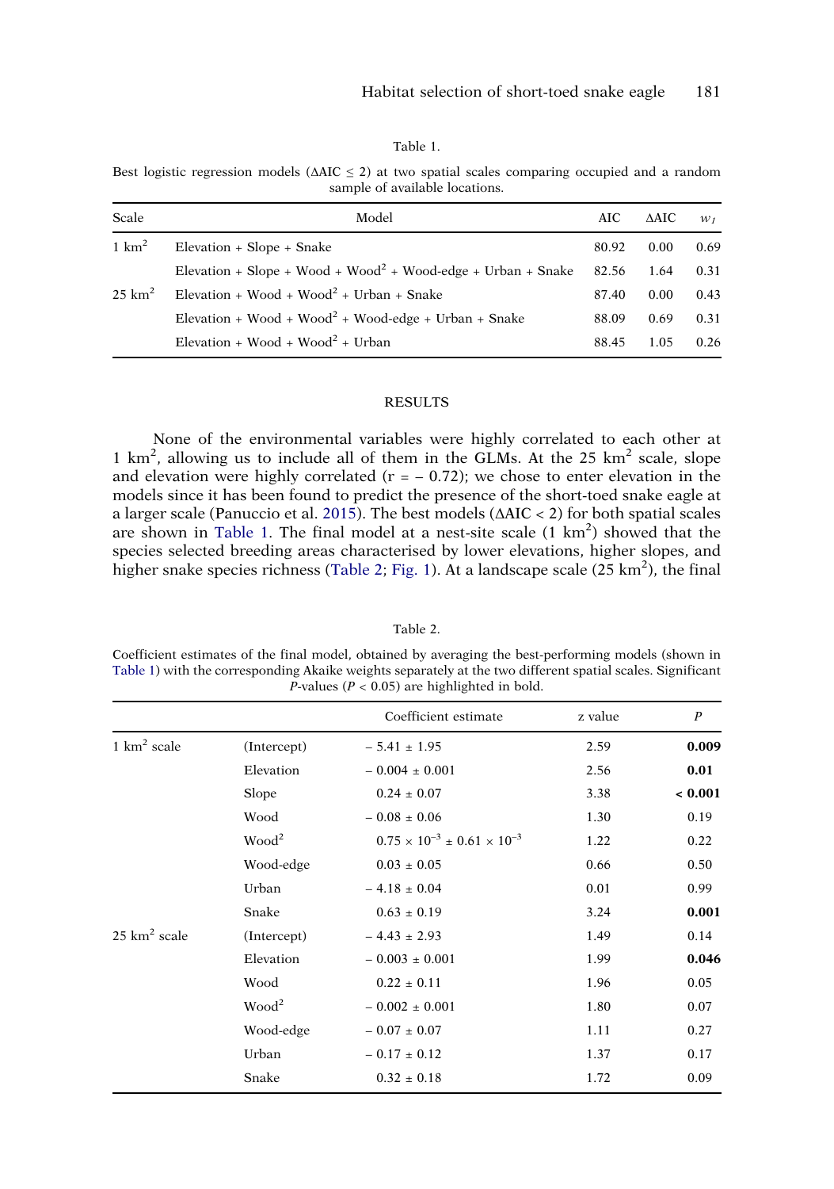Table 1.

Best logistic regression models ($\Delta AIC \leq 2$) at two spatial scales comparing occupied and a random sample of available locations.

| Scale | Model | AIC | ΔAIC | $w_I$ |
|---|---|---|---|---|
| 1 km$^2$ | Elevation + Slope + Snake | 80.92 | 0.00 | 0.69 |
| | Elevation + Slope + Wood + Wood$^2$ + Wood-edge + Urban + Snake | 82.56 | 1.64 | 0.31 |
| 25 km$^2$ | Elevation + Wood + Wood$^2$ + Urban + Snake | 87.40 | 0.00 | 0.43 |
| | Elevation + Wood + Wood$^2$ + Wood-edge + Urban + Snake | 88.09 | 0.69 | 0.31 |
| | Elevation + Wood + Wood$^2$ + Urban | 88.45 | 1.05 | 0.26 |

## RESULTS

None of the environmental variables were highly correlated to each other at 1 km$^2$, allowing us to include all of them in the GLMs. At the 25 km$^2$ scale, slope and elevation were highly correlated ($r = -0.72$); we chose to enter elevation in the models since it has been found to predict the presence of the short-toed snake eagle at a larger scale (Panuccio et al. 2015). The best models ($\Delta AIC < 2$) for both spatial scales are shown in Table 1. The final model at a nest-site scale (1 km$^2$) showed that the species selected breeding areas characterised by lower elevations, higher slopes, and higher snake species richness (Table 2; Fig. 1). At a landscape scale (25 km$^2$), the final

Table 2.

Coefficient estimates of the final model, obtained by averaging the best-performing models (shown in Table 1) with the corresponding Akaike weights separately at the two different spatial scales. Significant $P$-values ($P < 0.05$) are highlighted in bold.

| | | Coefficient estimate | z value | $P$ |
|---|---|---|---|---|
| 1 km$^2$ scale | (Intercept) | $-5.41 \pm 1.95$ | 2.59 | **0.009** |
| | Elevation | $-0.004 \pm 0.001$ | 2.56 | **0.01** |
| | Slope | $0.24 \pm 0.07$ | 3.38 | **< 0.001** |
| | Wood | $-0.08 \pm 0.06$ | 1.30 | 0.19 |
| | Wood$^2$ | $0.75 \times 10^{-3} \pm 0.61 \times 10^{-3}$ | 1.22 | 0.22 |
| | Wood-edge | $0.03 \pm 0.05$ | 0.66 | 0.50 |
| | Urban | $-4.18 \pm 0.04$ | 0.01 | 0.99 |
| | Snake | $0.63 \pm 0.19$ | 3.24 | **0.001** |
| 25 km$^2$ scale | (Intercept) | $-4.43 \pm 2.93$ | 1.49 | 0.14 |
| | Elevation | $-0.003 \pm 0.001$ | 1.99 | **0.046** |
| | Wood | $0.22 \pm 0.11$ | 1.96 | 0.05 |
| | Wood$^2$ | $-0.002 \pm 0.001$ | 1.80 | 0.07 |
| | Wood-edge | $-0.07 \pm 0.07$ | 1.11 | 0.27 |
| | Urban | $-0.17 \pm 0.12$ | 1.37 | 0.17 |
| | Snake | $0.32 \pm 0.18$ | 1.72 | 0.09 |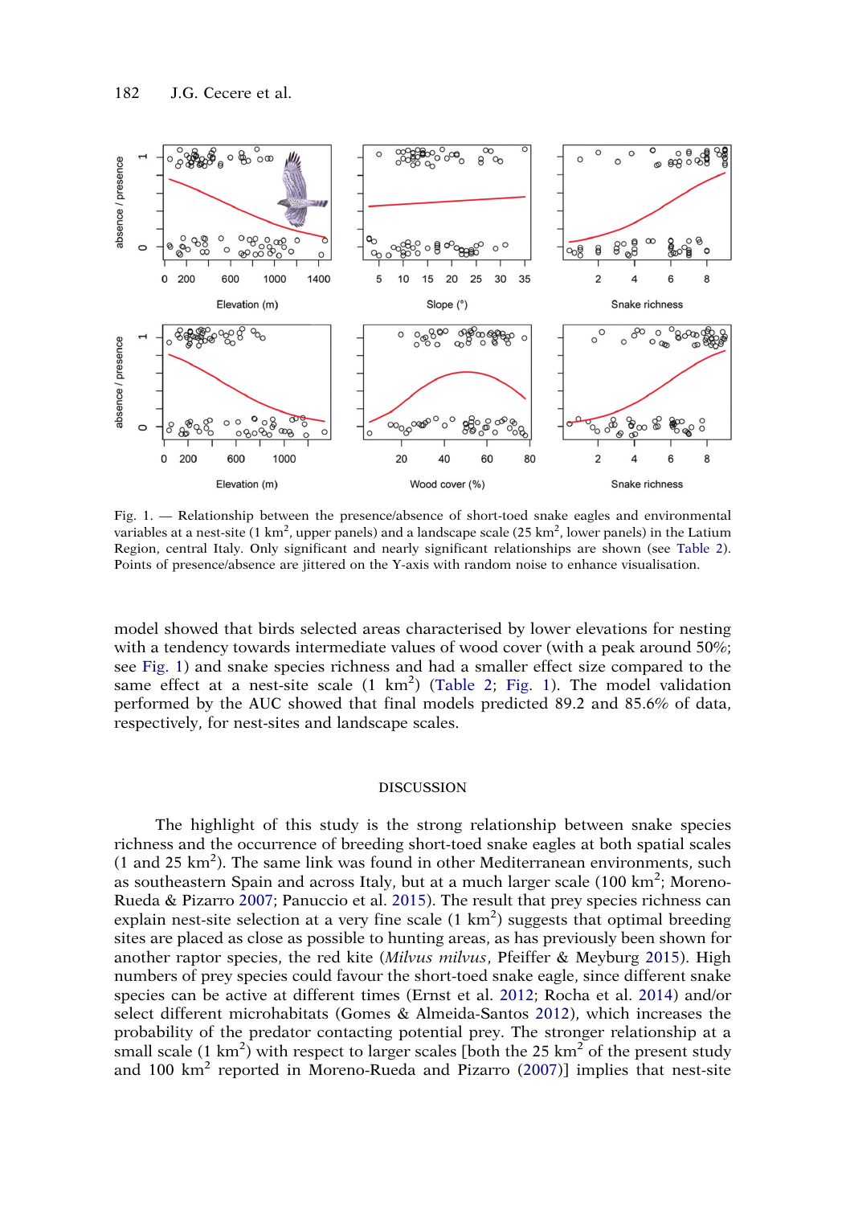Fig. 1. — Relationship between the presence/absence of short-toed snake eagles and environmental variables at a nest-site (1 km$^2$, upper panels) and a landscape scale (25 km$^2$, lower panels) in the Latium Region, central Italy. Only significant and nearly significant relationships are shown (see Table 2). Points of presence/absence are jittered on the Y-axis with random noise to enhance visualisation.

model showed that birds selected areas characterised by lower elevations for nesting with a tendency towards intermediate values of wood cover (with a peak around 50%; see Fig. 1) and snake species richness and had a smaller effect size compared to the same effect at a nest-site scale (1 km$^2$) (Table 2; Fig. 1). The model validation performed by the AUC showed that final models predicted 89.2 and 85.6% of data, respectively, for nest-sites and landscape scales.

## DISCUSSION

The highlight of this study is the strong relationship between snake species richness and the occurrence of breeding short-toed snake eagles at both spatial scales (1 and 25 km$^2$). The same link was found in other Mediterranean environments, such as southeastern Spain and across Italy, but at a much larger scale (100 km$^2$; Moreno-Rueda & Pizarro 2007; Panuccio et al. 2015). The result that prey species richness can explain nest-site selection at a very fine scale (1 km$^2$) suggests that optimal breeding sites are placed as close as possible to hunting areas, as has previously been shown for another raptor species, the red kite (*Milvus milvus*, Pfeiffer & Meyburg 2015). High numbers of prey species could favour the short-toed snake eagle, since different snake species can be active at different times (Ernst et al. 2012; Rocha et al. 2014) and/or select different microhabitats (Gomes & Almeida-Santos 2012), which increases the probability of the predator contacting potential prey. The stronger relationship at a small scale (1 km$^2$) with respect to larger scales [both the 25 km$^2$ of the present study and 100 km$^2$ reported in Moreno-Rueda and Pizarro (2007)] implies that nest-site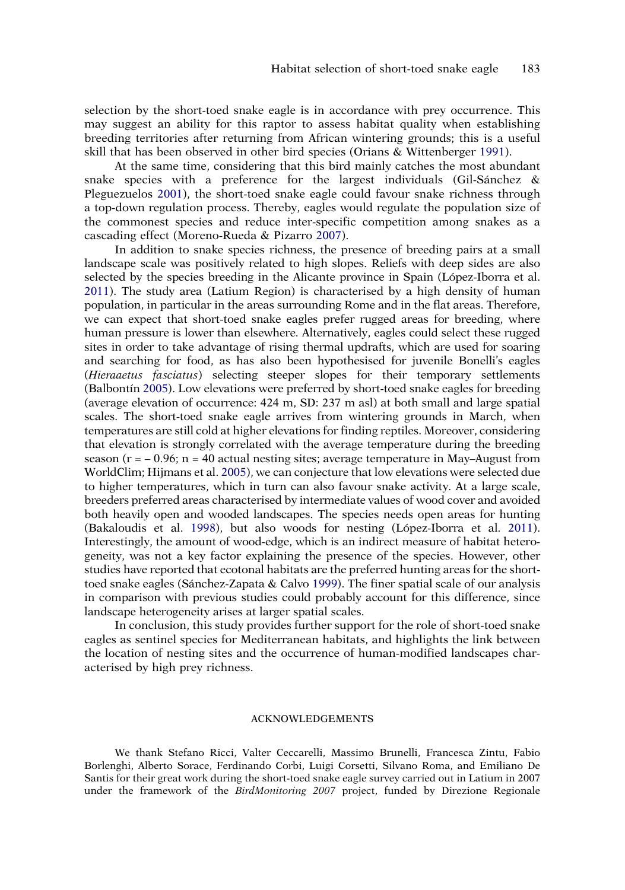selection by the short-toed snake eagle is in accordance with prey occurrence. This may suggest an ability for this raptor to assess habitat quality when establishing breeding territories after returning from African wintering grounds; this is a useful skill that has been observed in other bird species (Orians & Wittenberger 1991).

At the same time, considering that this bird mainly catches the most abundant snake species with a preference for the largest individuals (Gil-Sánchez & Pleguezuelos 2001), the short-toed snake eagle could favour snake richness through a top-down regulation process. Thereby, eagles would regulate the population size of the commonest species and reduce inter-specific competition among snakes as a cascading effect (Moreno-Rueda & Pizarro 2007).

In addition to snake species richness, the presence of breeding pairs at a small landscape scale was positively related to high slopes. Reliefs with deep sides are also selected by the species breeding in the Alicante province in Spain (López-Iborra et al. 2011). The study area (Latium Region) is characterised by a high density of human population, in particular in the areas surrounding Rome and in the flat areas. Therefore, we can expect that short-toed snake eagles prefer rugged areas for breeding, where human pressure is lower than elsewhere. Alternatively, eagles could select these rugged sites in order to take advantage of rising thermal updrafts, which are used for soaring and searching for food, as has also been hypothesised for juvenile Bonelli's eagles (*Hieraaetus fasciatus*) selecting steeper slopes for their temporary settlements (Balbontín 2005). Low elevations were preferred by short-toed snake eagles for breeding (average elevation of occurrence: 424 m, SD: 237 m asl) at both small and large spatial scales. The short-toed snake eagle arrives from wintering grounds in March, when temperatures are still cold at higher elevations for finding reptiles. Moreover, considering that elevation is strongly correlated with the average temperature during the breeding season ($r = -0.96$; $n = 40$ actual nesting sites; average temperature in May–August from WorldClim; Hijmans et al. 2005), we can conjecture that low elevations were selected due to higher temperatures, which in turn can also favour snake activity. At a large scale, breeders preferred areas characterised by intermediate values of wood cover and avoided both heavily open and wooded landscapes. The species needs open areas for hunting (Bakaloudis et al. 1998), but also woods for nesting (López-Iborra et al. 2011). Interestingly, the amount of wood-edge, which is an indirect measure of habitat heterogeneity, was not a key factor explaining the presence of the species. However, other studies have reported that ecotonal habitats are the preferred hunting areas for the short-toed snake eagles (Sánchez-Zapata & Calvo 1999). The finer spatial scale of our analysis in comparison with previous studies could probably account for this difference, since landscape heterogeneity arises at larger spatial scales.

In conclusion, this study provides further support for the role of short-toed snake eagles as sentinel species for Mediterranean habitats, and highlights the link between the location of nesting sites and the occurrence of human-modified landscapes characterised by high prey richness.

## ACKNOWLEDGEMENTS

We thank Stefano Ricci, Valter Ceccarelli, Massimo Brunelli, Francesca Zintu, Fabio Borlenghi, Alberto Sorace, Ferdinando Corbi, Luigi Corsetti, Silvano Roma, and Emiliano De Santis for their great work during the short-toed snake eagle survey carried out in Latium in 2007 under the framework of the *BirdMonitoring 2007* project, funded by Direzione Regionale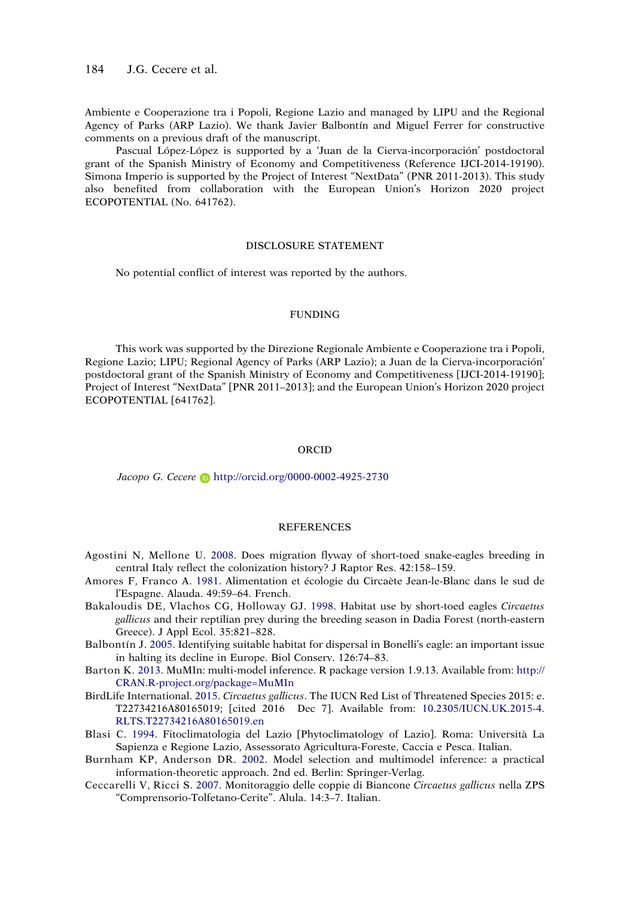Ambiente e Cooperazione tra i Popoli, Regione Lazio and managed by LIPU and the Regional Agency of Parks (ARP Lazio). We thank Javier Balbontín and Miguel Ferrer for constructive comments on a previous draft of the manuscript.

Pascual López-López is supported by a 'Juan de la Cierva-incorporación' postdoctoral grant of the Spanish Ministry of Economy and Competitiveness (Reference IJCI-2014-19190). Simona Imperio is supported by the Project of Interest "NextData" (PNR 2011-2013). This study also benefited from collaboration with the European Union's Horizon 2020 project ECOPOTENTIAL (No. 641762).

## DISCLOSURE STATEMENT

No potential conflict of interest was reported by the authors.

## FUNDING

This work was supported by the Direzione Regionale Ambiente e Cooperazione tra i Popoli, Regione Lazio; LIPU; Regional Agency of Parks (ARP Lazio); a Juan de la Cierva-incorporación' postdoctoral grant of the Spanish Ministry of Economy and Competitiveness [IJCI-2014-19190]; Project of Interest "NextData" [PNR 2011–2013]; and the European Union's Horizon 2020 project ECOPOTENTIAL [641762].

## ORCID

*Jacopo G. Cecere* http://orcid.org/0000-0002-4925-2730

## REFERENCES

Agostini N, Mellone U. 2008. Does migration flyway of short-toed snake-eagles breeding in central Italy reflect the colonization history? J Raptor Res. 42:158–159.

Amores F, Franco A. 1981. Alimentation et écologie du Circaète Jean-le-Blanc dans le sud de l'Espagne. Alauda. 49:59–64. French.

Bakaloudis DE, Vlachos CG, Holloway GJ. 1998. Habitat use by short-toed eagles *Circaetus gallicus* and their reptilian prey during the breeding season in Dadia Forest (north-eastern Greece). J Appl Ecol. 35:821–828.

Balbontín J. 2005. Identifying suitable habitat for dispersal in Bonelli's eagle: an important issue in halting its decline in Europe. Biol Conserv. 126:74–83.

Barton K. 2013. MuMIn: multi-model inference. R package version 1.9.13. Available from: http://CRAN.R-project.org/package=MuMIn

BirdLife International. 2015. *Circaetus gallicus*. The IUCN Red List of Threatened Species 2015: e.T22734216A80165019; [cited 2016 Dec 7]. Available from: 10.2305/IUCN.UK.2015-4.RLTS.T22734216A80165019.en

Blasi C. 1994. Fitoclimatologia del Lazio [Phytoclimatology of Lazio]. Roma: Università La Sapienza e Regione Lazio, Assessorato Agricultura-Foreste, Caccia e Pesca. Italian.

Burnham KP, Anderson DR. 2002. Model selection and multimodel inference: a practical information-theoretic approach. 2nd ed. Berlin: Springer-Verlag.

Ceccarelli V, Ricci S. 2007. Monitoraggio delle coppie di Biancone *Circaetus gallicus* nella ZPS "Comprensorio-Tolfetano-Cerite". Alula. 14:3–7. Italian.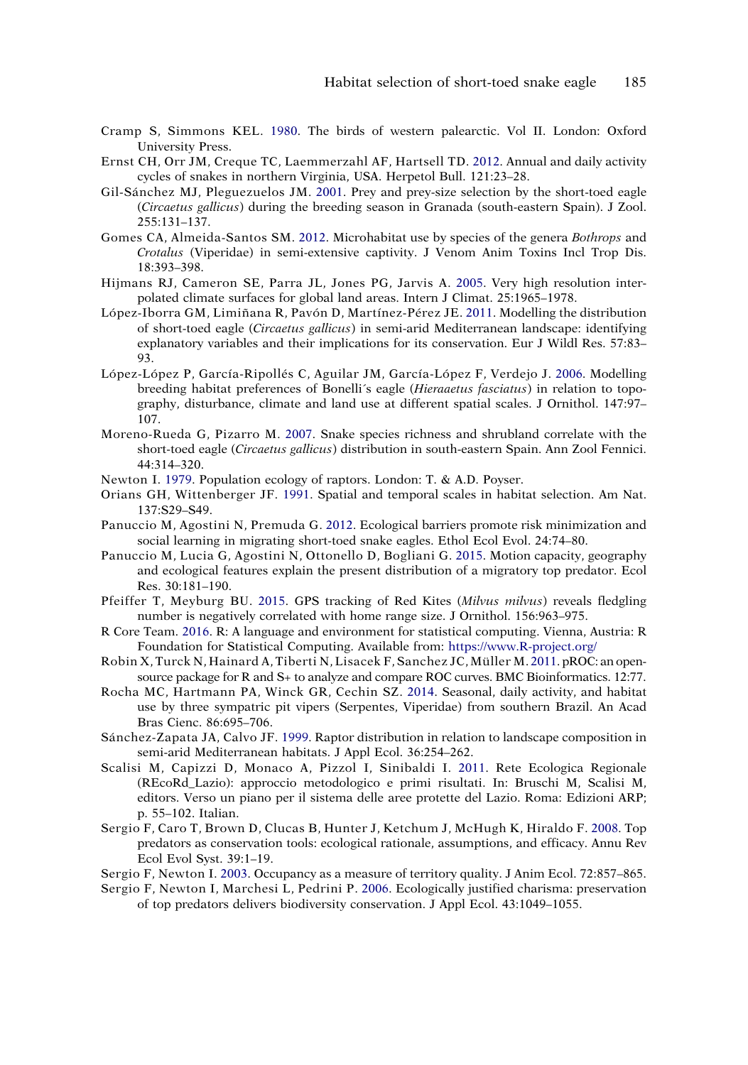Cramp S, Simmons KEL. 1980. The birds of western palearctic. Vol II. London: Oxford University Press.

Ernst CH, Orr JM, Creque TC, Laemmerzahl AF, Hartsell TD. 2012. Annual and daily activity cycles of snakes in northern Virginia, USA. Herpetol Bull. 121:23–28.

Gil-Sánchez MJ, Pleguezuelos JM. 2001. Prey and prey-size selection by the short-toed eagle (*Circaetus gallicus*) during the breeding season in Granada (south-eastern Spain). J Zool. 255:131–137.

Gomes CA, Almeida-Santos SM. 2012. Microhabitat use by species of the genera *Bothrops* and *Crotalus* (Viperidae) in semi-extensive captivity. J Venom Anim Toxins Incl Trop Dis. 18:393–398.

Hijmans RJ, Cameron SE, Parra JL, Jones PG, Jarvis A. 2005. Very high resolution interpolated climate surfaces for global land areas. Intern J Climat. 25:1965–1978.

López-Iborra GM, Limiñana R, Pavón D, Martínez-Pérez JE. 2011. Modelling the distribution of short-toed eagle (*Circaetus gallicus*) in semi-arid Mediterranean landscape: identifying explanatory variables and their implications for its conservation. Eur J Wildl Res. 57:83–93.

López-López P, García-Ripollés C, Aguilar JM, García-López F, Verdejo J. 2006. Modelling breeding habitat preferences of Bonelli´s eagle (*Hieraaetus fasciatus*) in relation to topography, disturbance, climate and land use at different spatial scales. J Ornithol. 147:97–107.

Moreno-Rueda G, Pizarro M. 2007. Snake species richness and shrubland correlate with the short-toed eagle (*Circaetus gallicus*) distribution in south-eastern Spain. Ann Zool Fennici. 44:314–320.

Newton I. 1979. Population ecology of raptors. London: T. & A.D. Poyser.

Orians GH, Wittenberger JF. 1991. Spatial and temporal scales in habitat selection. Am Nat. 137:S29–S49.

Panuccio M, Agostini N, Premuda G. 2012. Ecological barriers promote risk minimization and social learning in migrating short-toed snake eagles. Ethol Ecol Evol. 24:74–80.

Panuccio M, Lucia G, Agostini N, Ottonello D, Bogliani G. 2015. Motion capacity, geography and ecological features explain the present distribution of a migratory top predator. Ecol Res. 30:181–190.

Pfeiffer T, Meyburg BU. 2015. GPS tracking of Red Kites (*Milvus milvus*) reveals fledgling number is negatively correlated with home range size. J Ornithol. 156:963–975.

R Core Team. 2016. R: A language and environment for statistical computing. Vienna, Austria: R Foundation for Statistical Computing. Available from: https://www.R-project.org/

Robin X, Turck N, Hainard A, Tiberti N, Lisacek F, Sanchez JC, Müller M. 2011. pROC: an open-source package for R and S+ to analyze and compare ROC curves. BMC Bioinformatics. 12:77.

Rocha MC, Hartmann PA, Winck GR, Cechin SZ. 2014. Seasonal, daily activity, and habitat use by three sympatric pit vipers (Serpentes, Viperidae) from southern Brazil. An Acad Bras Cienc. 86:695–706.

Sánchez-Zapata JA, Calvo JF. 1999. Raptor distribution in relation to landscape composition in semi-arid Mediterranean habitats. J Appl Ecol. 36:254–262.

Scalisi M, Capizzi D, Monaco A, Pizzol I, Sinibaldi I. 2011. Rete Ecologica Regionale (REcoRd_Lazio): approccio metodologico e primi risultati. In: Bruschi M, Scalisi M, editors. Verso un piano per il sistema delle aree protette del Lazio. Roma: Edizioni ARP; p. 55–102. Italian.

Sergio F, Caro T, Brown D, Clucas B, Hunter J, Ketchum J, McHugh K, Hiraldo F. 2008. Top predators as conservation tools: ecological rationale, assumptions, and efficacy. Annu Rev Ecol Evol Syst. 39:1–19.

Sergio F, Newton I. 2003. Occupancy as a measure of territory quality. J Anim Ecol. 72:857–865.

Sergio F, Newton I, Marchesi L, Pedrini P. 2006. Ecologically justified charisma: preservation of top predators delivers biodiversity conservation. J Appl Ecol. 43:1049–1055.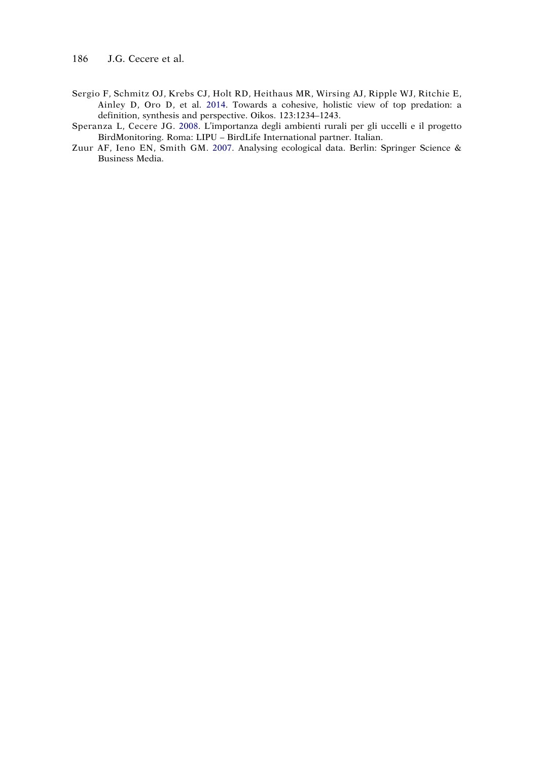Sergio F, Schmitz OJ, Krebs CJ, Holt RD, Heithaus MR, Wirsing AJ, Ripple WJ, Ritchie E, Ainley D, Oro D, et al. 2014. Towards a cohesive, holistic view of top predation: a definition, synthesis and perspective. Oikos. 123:1234–1243.

Speranza L, Cecere JG. 2008. L'importanza degli ambienti rurali per gli uccelli e il progetto BirdMonitoring. Roma: LIPU – BirdLife International partner. Italian.

Zuur AF, Ieno EN, Smith GM. 2007. Analysing ecological data. Berlin: Springer Science & Business Media.